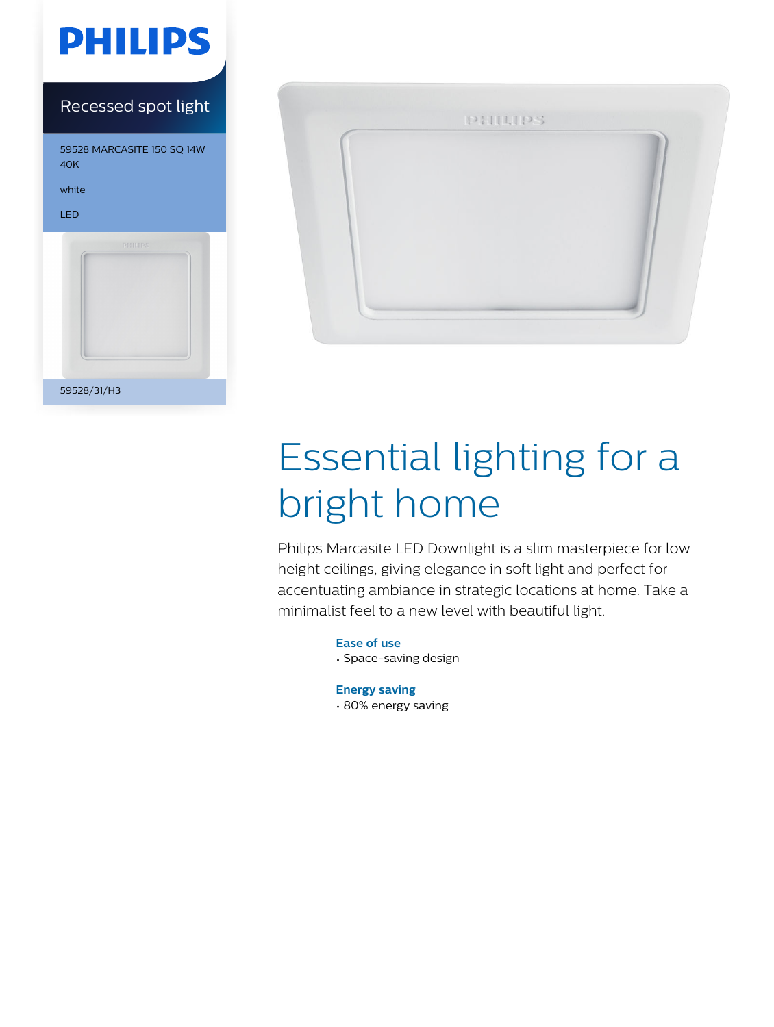PHILIPS

Recessed spot light

59528 MARCASITE 150 SQ 14W 40K

white

LED

59528/31/H3

# Essential lighting for a bright home

Philips Marcasite LED Downlight is a slim masterpiece for low height ceilings, giving elegance in soft light and perfect for accentuating ambiance in strategic locations at home. Take a minimalist feel to a new level with beautiful light.

### Ease of use

- Space-saving design

### Energy saving

- 80% energy saving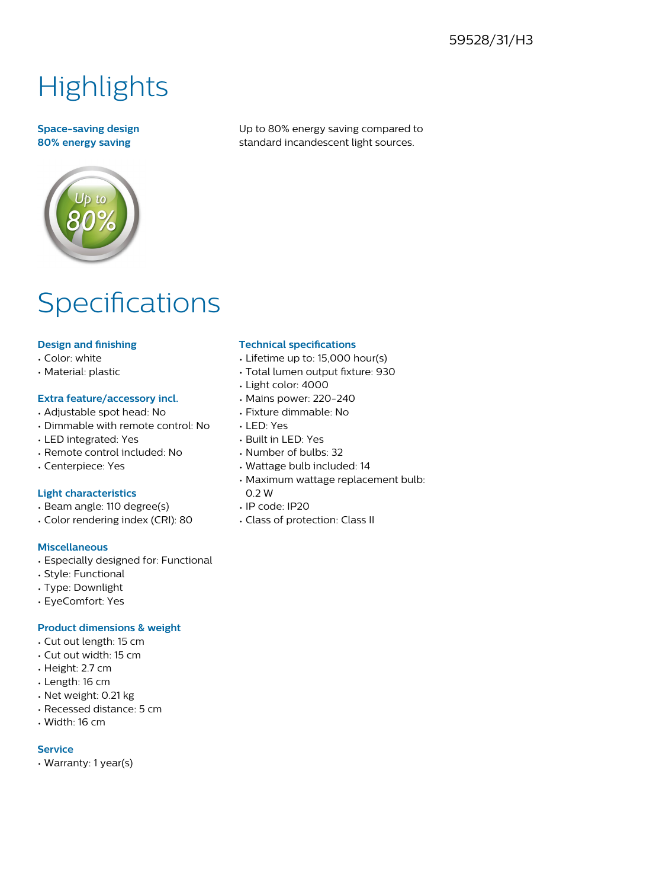# Highlights

**Space-saving design**

**80% energy saving**

Up to 80% energy saving compared to standard incandescent light sources.

# Specifications

### Design and finishing

- Color: white
- Material: plastic

### Extra feature/accessory incl.

- Adjustable spot head: No
- Dimmable with remote control: No
- LED integrated: Yes
- Remote control included: No
- Centerpiece: Yes

### Light characteristics

- Beam angle: 110 degree(s)
- Color rendering index (CRI): 80

### Miscellaneous

- Especially designed for: Functional
- Style: Functional
- Type: Downlight
- EyeComfort: Yes

### Product dimensions & weight

- Cut out length: 15 cm
- Cut out width: 15 cm
- Height: 2.7 cm
- Length: 16 cm
- Net weight: 0.21 kg
- Recessed distance: 5 cm
- Width: 16 cm

### Service

- Warranty: 1 year(s)

### Technical specifications

- Lifetime up to: 15,000 hour(s)
- Total lumen output fixture: 930
- Light color: 4000
- Mains power: 220-240
- Fixture dimmable: No
- LED: Yes
- Built in LED: Yes
- Number of bulbs: 32
- Wattage bulb included: 14
- Maximum wattage replacement bulb: 0.2 W
- IP code: IP20
- Class of protection: Class II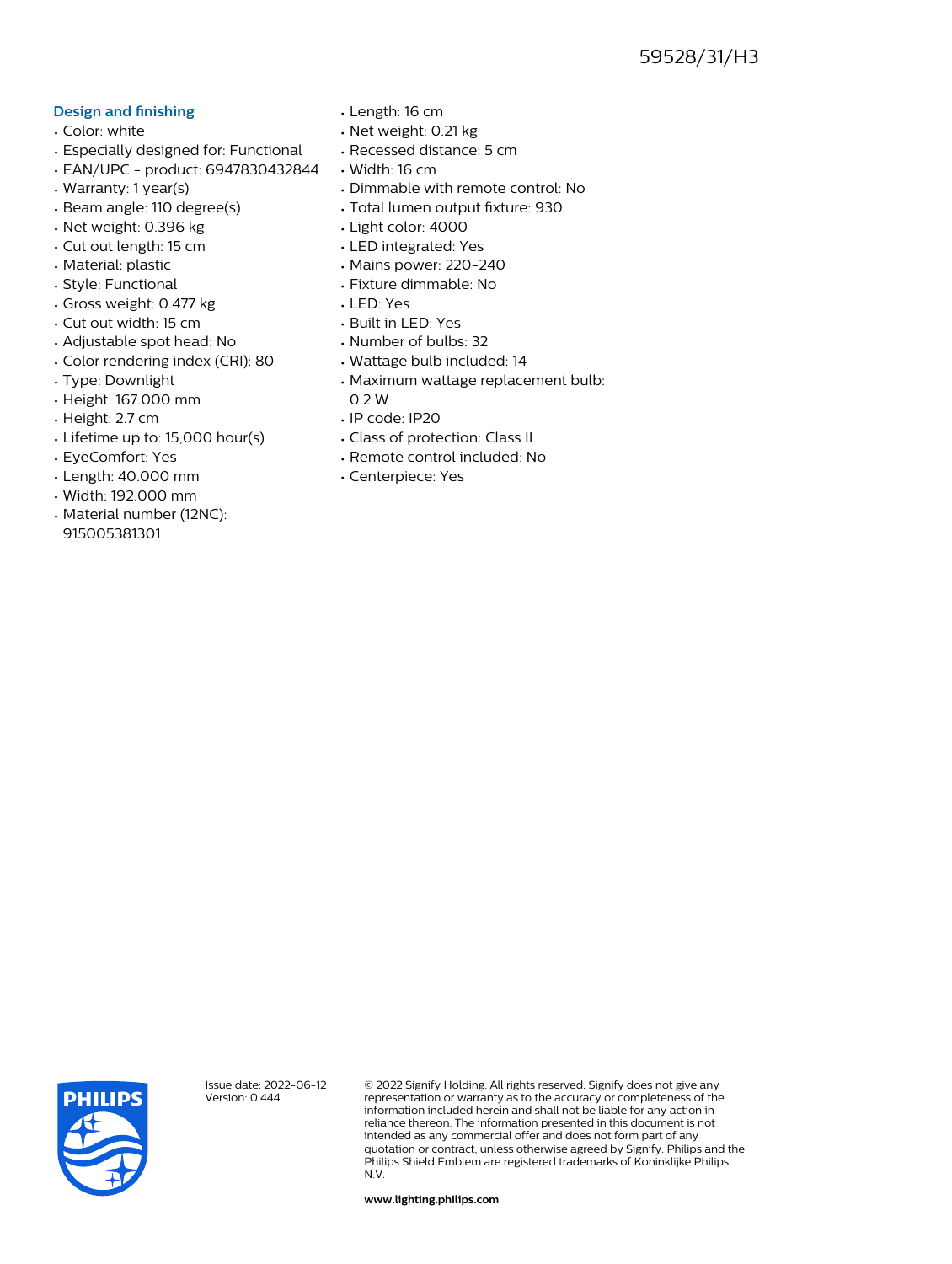59528/31/H3

## Design and finishing

- Color: white
- Especially designed for: Functional
- EAN/UPC - product: 6947830432844
- Warranty: 1 year(s)
- Beam angle: 110 degree(s)
- Net weight: 0.396 kg
- Cut out length: 15 cm
- Material: plastic
- Style: Functional
- Gross weight: 0.477 kg
- Cut out width: 15 cm
- Adjustable spot head: No
- Color rendering index (CRI): 80
- Type: Downlight
- Height: 167.000 mm
- Height: 2.7 cm
- Lifetime up to: 15,000 hour(s)
- EyeComfort: Yes
- Length: 40.000 mm
- Width: 192.000 mm
- Material number (12NC): 915005381301
- Length: 16 cm
- Net weight: 0.21 kg
- Recessed distance: 5 cm
- Width: 16 cm
- Dimmable with remote control: No
- Total lumen output fixture: 930
- Light color: 4000
- LED integrated: Yes
- Mains power: 220-240
- Fixture dimmable: No
- LED: Yes
- Built in LED: Yes
- Number of bulbs: 32
- Wattage bulb included: 14
- Maximum wattage replacement bulb: 0.2 W
- IP code: IP20
- Class of protection: Class II
- Remote control included: No
- Centerpiece: Yes

Issue date: 2022-06-12
Version: 0.444

© 2022 Signify Holding. All rights reserved. Signify does not give any representation or warranty as to the accuracy or completeness of the information included herein and shall not be liable for any action in reliance thereon. The information presented in this document is not intended as any commercial offer and does not form part of any quotation or contract, unless otherwise agreed by Signify. Philips and the Philips Shield Emblem are registered trademarks of Koninklijke Philips N.V.

**www.lighting.philips.com**